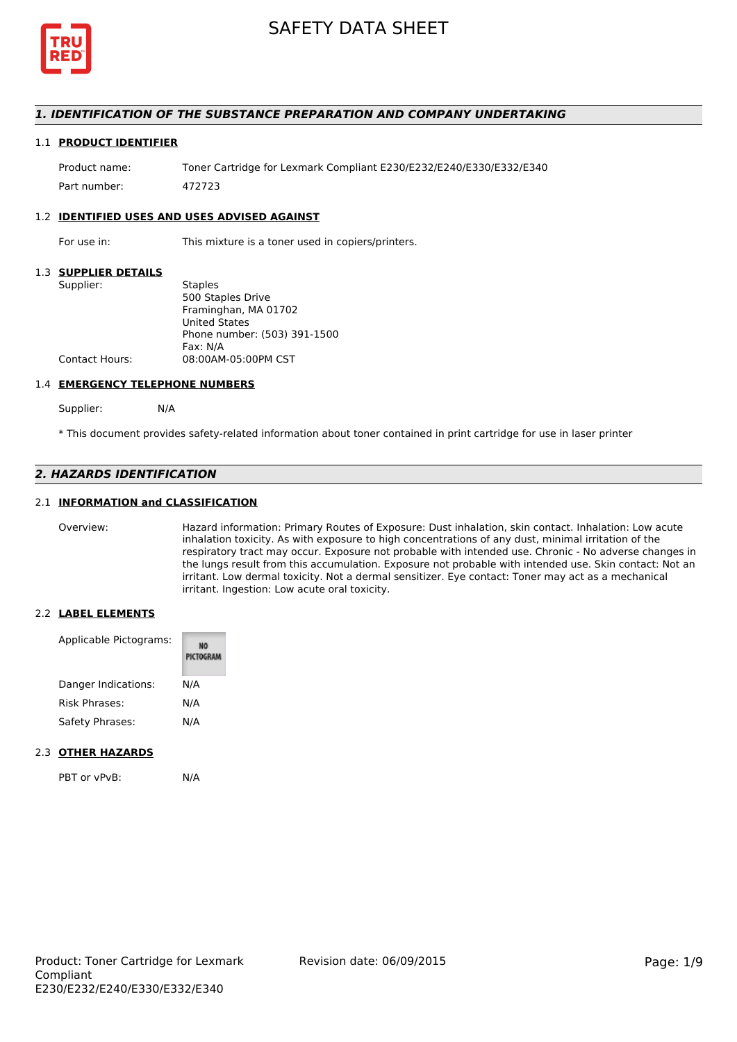# SAFETY DATA SHEET

## 1. IDENTIFICATION OF THE SUBSTANCE PREPARATION AND COMPANY UNDERTAKING

### 1.1 PRODUCT IDENTIFIER

| | |
|---|---|
| Product name: | Toner Cartridge for Lexmark Compliant E230/E232/E240/E330/E332/E340 |
| Part number: | 472723 |

### 1.2 IDENTIFIED USES AND USES ADVISED AGAINST

| | |
|---|---|
| For use in: | This mixture is a toner used in copiers/printers. |

### 1.3 SUPPLIER DETAILS

| | |
|---|---|
| Supplier: | Staples<br>500 Staples Drive<br>Framinghan, MA 01702<br>United States<br>Phone number: (503) 391-1500<br>Fax: N/A |
| Contact Hours: | 08:00AM-05:00PM CST |

### 1.4 EMERGENCY TELEPHONE NUMBERS

| | |
|---|---|
| Supplier: | N/A |

* This document provides safety-related information about toner contained in print cartridge for use in laser printer

## 2. HAZARDS IDENTIFICATION

### 2.1 INFORMATION and CLASSIFICATION

| | |
|---|---|
| Overview: | Hazard information: Primary Routes of Exposure: Dust inhalation, skin contact. Inhalation: Low acute inhalation toxicity. As with exposure to high concentrations of any dust, minimal irritation of the respiratory tract may occur. Exposure not probable with intended use. Chronic - No adverse changes in the lungs result from this accumulation. Exposure not probable with intended use. Skin contact: Not an irritant. Low dermal toxicity. Not a dermal sensitizer. Eye contact: Toner may act as a mechanical irritant. Ingestion: Low acute oral toxicity. |

### 2.2 LABEL ELEMENTS

| | |
|---|---|
| Applicable Pictograms: | NO PICTOGRAM |
| Danger Indications: | N/A |
| Risk Phrases: | N/A |
| Safety Phrases: | N/A |

### 2.3 OTHER HAZARDS

| | |
|---|---|
| PBT or vPvB: | N/A |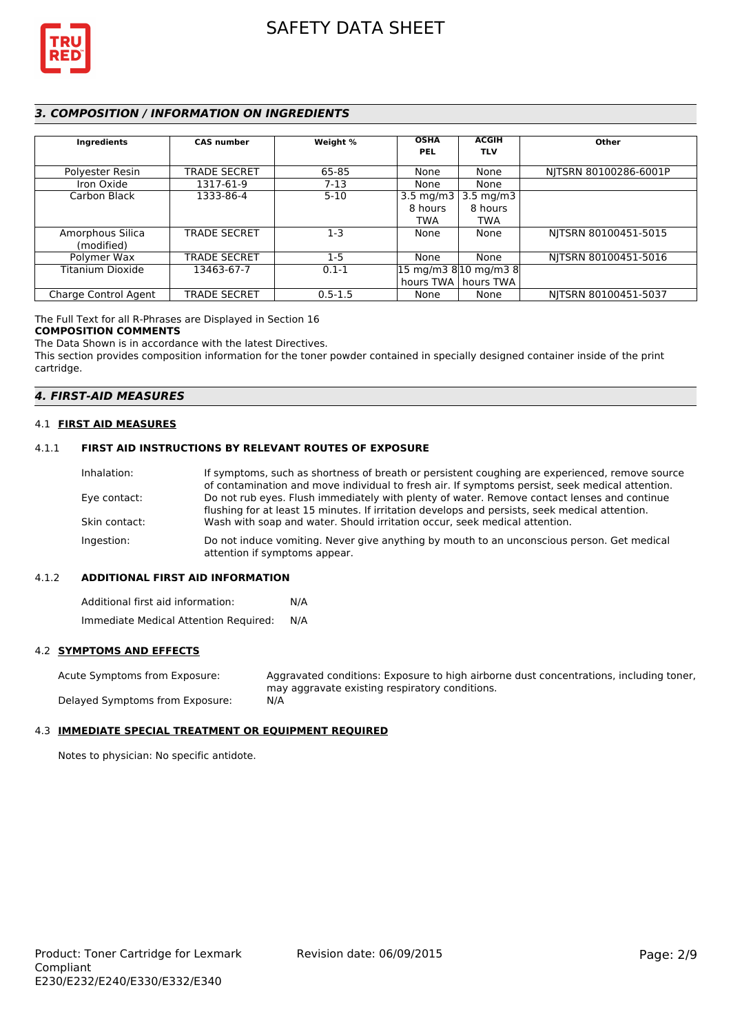## *3. COMPOSITION / INFORMATION ON INGREDIENTS*

| Ingredients | CAS number | Weight % | OSHA PEL | ACGIH TLV | Other |
|---|---|---|---|---|---|
| Polyester Resin | TRADE SECRET | 65-85 | None | None | NJTSRN 80100286-6001P |
| Iron Oxide | 1317-61-9 | 7-13 | None | None | |
| Carbon Black | 1333-86-4 | 5-10 | 3.5 mg/m3 8 hours TWA | 3.5 mg/m3 8 hours TWA | |
| Amorphous Silica (modified) | TRADE SECRET | 1-3 | None | None | NJTSRN 80100451-5015 |
| Polymer Wax | TRADE SECRET | 1-5 | None | None | NJTSRN 80100451-5016 |
| Titanium Dioxide | 13463-67-7 | 0.1-1 | 15 mg/m3 8 hours TWA | 10 mg/m3 8 hours TWA | |
| Charge Control Agent | TRADE SECRET | 0.5-1.5 | None | None | NJTSRN 80100451-5037 |

The Full Text for all R-Phrases are Displayed in Section 16

**COMPOSITION COMMENTS**

The Data Shown is in accordance with the latest Directives.

This section provides composition information for the toner powder contained in specially designed container inside of the print cartridge.

## *4. FIRST-AID MEASURES*

### 4.1 FIRST AID MEASURES

#### 4.1.1 FIRST AID INSTRUCTIONS BY RELEVANT ROUTES OF EXPOSURE

Inhalation: If symptoms, such as shortness of breath or persistent coughing are experienced, remove source of contamination and move individual to fresh air. If symptoms persist, seek medical attention.

Eye contact: Do not rub eyes. Flush immediately with plenty of water. Remove contact lenses and continue flushing for at least 15 minutes. If irritation develops and persists, seek medical attention.

Skin contact: Wash with soap and water. Should irritation occur, seek medical attention.

Ingestion: Do not induce vomiting. Never give anything by mouth to an unconscious person. Get medical attention if symptoms appear.

#### 4.1.2 ADDITIONAL FIRST AID INFORMATION

Additional first aid information: N/A

Immediate Medical Attention Required: N/A

### 4.2 SYMPTOMS AND EFFECTS

Acute Symptoms from Exposure: Aggravated conditions: Exposure to high airborne dust concentrations, including toner, may aggravate existing respiratory conditions.

Delayed Symptoms from Exposure: N/A

### 4.3 IMMEDIATE SPECIAL TREATMENT OR EQUIPMENT REQUIRED

Notes to physician: No specific antidote.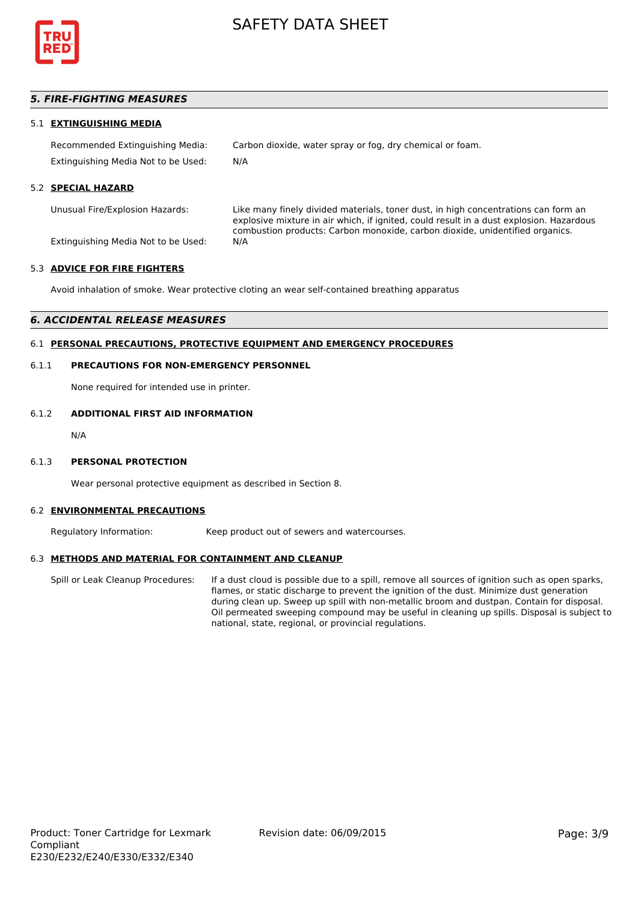## *5. FIRE-FIGHTING MEASURES*

### 5.1 EXTINGUISHING MEDIA

Recommended Extinguishing Media: Carbon dioxide, water spray or fog, dry chemical or foam.

Extinguishing Media Not to be Used: N/A

### 5.2 SPECIAL HAZARD

Unusual Fire/Explosion Hazards: Like many finely divided materials, toner dust, in high concentrations can form an explosive mixture in air which, if ignited, could result in a dust explosion. Hazardous combustion products: Carbon monoxide, carbon dioxide, unidentified organics.

Extinguishing Media Not to be Used: N/A

### 5.3 ADVICE FOR FIRE FIGHTERS

Avoid inhalation of smoke. Wear protective cloting an wear self-contained breathing apparatus

## *6. ACCIDENTAL RELEASE MEASURES*

### 6.1 PERSONAL PRECAUTIONS, PROTECTIVE EQUIPMENT AND EMERGENCY PROCEDURES

#### 6.1.1 PRECAUTIONS FOR NON-EMERGENCY PERSONNEL

None required for intended use in printer.

#### 6.1.2 ADDITIONAL FIRST AID INFORMATION

N/A

#### 6.1.3 PERSONAL PROTECTION

Wear personal protective equipment as described in Section 8.

### 6.2 ENVIRONMENTAL PRECAUTIONS

Regulatory Information: Keep product out of sewers and watercourses.

### 6.3 METHODS AND MATERIAL FOR CONTAINMENT AND CLEANUP

Spill or Leak Cleanup Procedures: If a dust cloud is possible due to a spill, remove all sources of ignition such as open sparks, flames, or static discharge to prevent the ignition of the dust. Minimize dust generation during clean up. Sweep up spill with non-metallic broom and dustpan. Contain for disposal. Oil permeated sweeping compound may be useful in cleaning up spills. Disposal is subject to national, state, regional, or provincial regulations.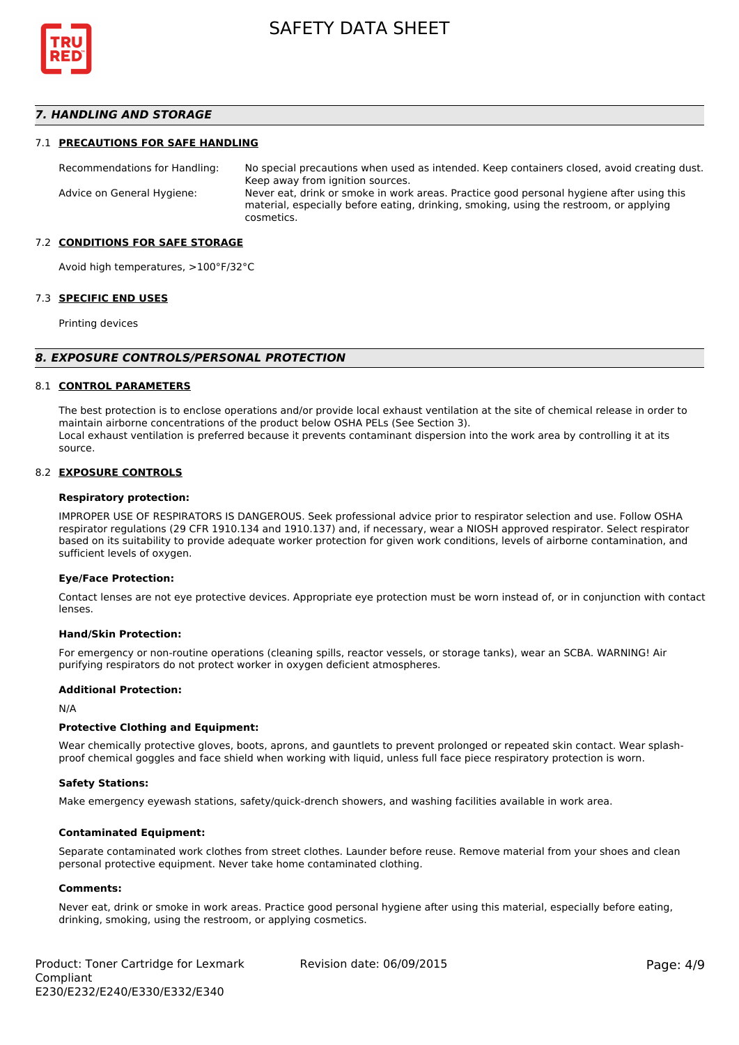## 7. HANDLING AND STORAGE

### 7.1 PRECAUTIONS FOR SAFE HANDLING

Recommendations for Handling: No special precautions when used as intended. Keep containers closed, avoid creating dust. Keep away from ignition sources.

Advice on General Hygiene: Never eat, drink or smoke in work areas. Practice good personal hygiene after using this material, especially before eating, drinking, smoking, using the restroom, or applying cosmetics.

### 7.2 CONDITIONS FOR SAFE STORAGE

Avoid high temperatures, >100°F/32°C

### 7.3 SPECIFIC END USES

Printing devices

## 8. EXPOSURE CONTROLS/PERSONAL PROTECTION

### 8.1 CONTROL PARAMETERS

The best protection is to enclose operations and/or provide local exhaust ventilation at the site of chemical release in order to maintain airborne concentrations of the product below OSHA PELs (See Section 3).
Local exhaust ventilation is preferred because it prevents contaminant dispersion into the work area by controlling it at its source.

### 8.2 EXPOSURE CONTROLS

**Respiratory protection:**

IMPROPER USE OF RESPIRATORS IS DANGEROUS. Seek professional advice prior to respirator selection and use. Follow OSHA respirator regulations (29 CFR 1910.134 and 1910.137) and, if necessary, wear a NIOSH approved respirator. Select respirator based on its suitability to provide adequate worker protection for given work conditions, levels of airborne contamination, and sufficient levels of oxygen.

**Eye/Face Protection:**

Contact lenses are not eye protective devices. Appropriate eye protection must be worn instead of, or in conjunction with contact lenses.

**Hand/Skin Protection:**

For emergency or non-routine operations (cleaning spills, reactor vessels, or storage tanks), wear an SCBA. WARNING! Air purifying respirators do not protect worker in oxygen deficient atmospheres.

**Additional Protection:**

N/A

**Protective Clothing and Equipment:**

Wear chemically protective gloves, boots, aprons, and gauntlets to prevent prolonged or repeated skin contact. Wear splash-proof chemical goggles and face shield when working with liquid, unless full face piece respiratory protection is worn.

**Safety Stations:**

Make emergency eyewash stations, safety/quick-drench showers, and washing facilities available in work area.

**Contaminated Equipment:**

Separate contaminated work clothes from street clothes. Launder before reuse. Remove material from your shoes and clean personal protective equipment. Never take home contaminated clothing.

**Comments:**

Never eat, drink or smoke in work areas. Practice good personal hygiene after using this material, especially before eating, drinking, smoking, using the restroom, or applying cosmetics.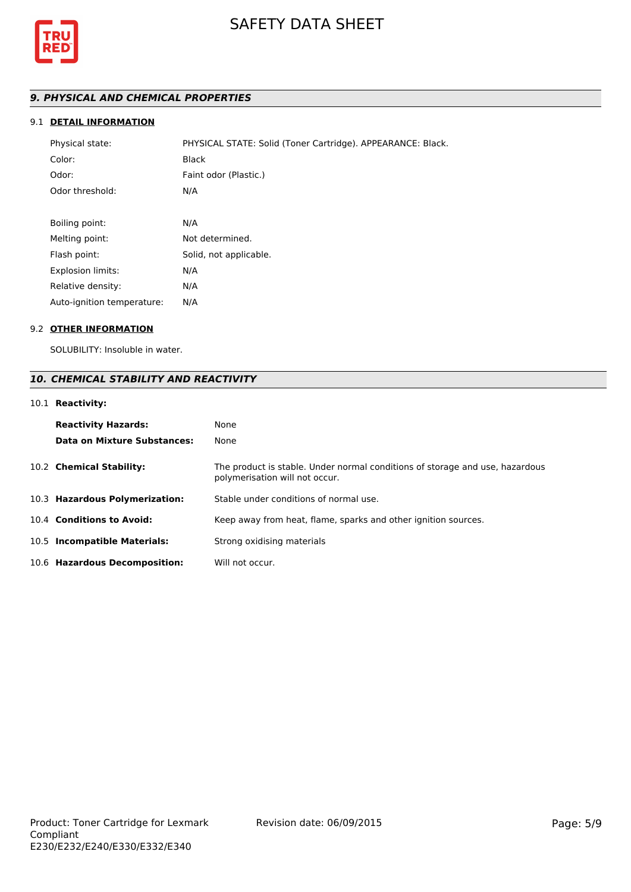## *9. PHYSICAL AND CHEMICAL PROPERTIES*

### 9.1 DETAIL INFORMATION

| | |
|---|---|
| Physical state: | PHYSICAL STATE: Solid (Toner Cartridge). APPEARANCE: Black. |
| Color: | Black |
| Odor: | Faint odor (Plastic.) |
| Odor threshold: | N/A |
| Boiling point: | N/A |
| Melting point: | Not determined. |
| Flash point: | Solid, not applicable. |
| Explosion limits: | N/A |
| Relative density: | N/A |
| Auto-ignition temperature: | N/A |

### 9.2 OTHER INFORMATION

SOLUBILITY: Insoluble in water.

## *10. CHEMICAL STABILITY AND REACTIVITY*

### 10.1 Reactivity:

| | |
|---|---|
| **Reactivity Hazards:** | None |
| **Data on Mixture Substances:** | None |

**10.2 Chemical Stability:** The product is stable. Under normal conditions of storage and use, hazardous polymerisation will not occur.

**10.3 Hazardous Polymerization:** Stable under conditions of normal use.

**10.4 Conditions to Avoid:** Keep away from heat, flame, sparks and other ignition sources.

**10.5 Incompatible Materials:** Strong oxidising materials

**10.6 Hazardous Decomposition:** Will not occur.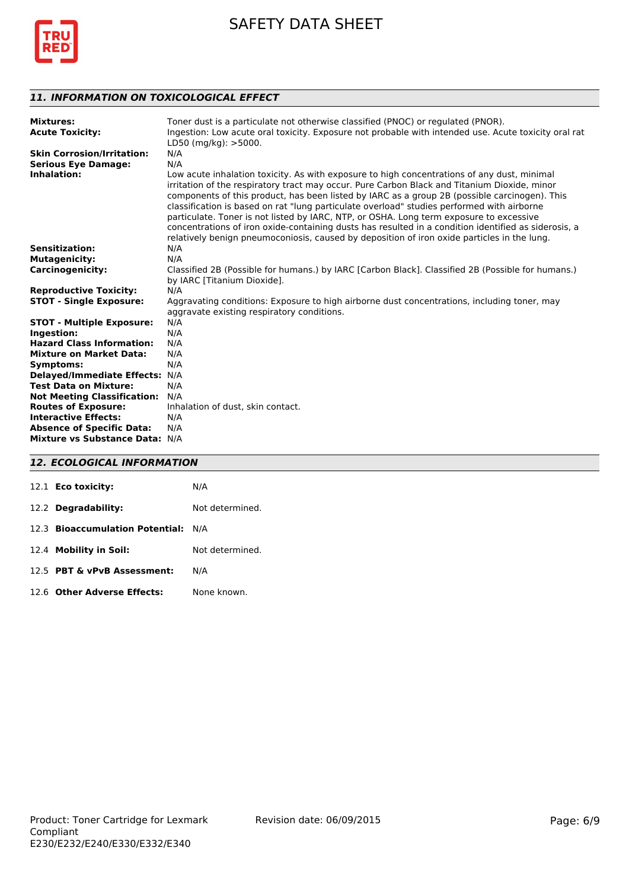## 11. INFORMATION ON TOXICOLOGICAL EFFECT

| | |
|---|---|
| **Mixtures:** | Toner dust is a particulate not otherwise classified (PNOC) or regulated (PNOR). |
| **Acute Toxicity:** | Ingestion: Low acute oral toxicity. Exposure not probable with intended use. Acute toxicity oral rat LD50 (mg/kg): >5000. |
| **Skin Corrosion/Irritation:** | N/A |
| **Serious Eye Damage:** | N/A |
| **Inhalation:** | Low acute inhalation toxicity. As with exposure to high concentrations of any dust, minimal irritation of the respiratory tract may occur. Pure Carbon Black and Titanium Dioxide, minor components of this product, has been listed by IARC as a group 2B (possible carcinogen). This classification is based on rat "lung particulate overload" studies performed with airborne particulate. Toner is not listed by IARC, NTP, or OSHA. Long term exposure to excessive concentrations of iron oxide-containing dusts has resulted in a condition identified as siderosis, a relatively benign pneumoconiosis, caused by deposition of iron oxide particles in the lung. |
| **Sensitization:** | N/A |
| **Mutagenicity:** | N/A |
| **Carcinogenicity:** | Classified 2B (Possible for humans.) by IARC [Carbon Black]. Classified 2B (Possible for humans.) by IARC [Titanium Dioxide]. |
| **Reproductive Toxicity:** | N/A |
| **STOT - Single Exposure:** | Aggravating conditions: Exposure to high airborne dust concentrations, including toner, may aggravate existing respiratory conditions. |
| **STOT - Multiple Exposure:** | N/A |
| **Ingestion:** | N/A |
| **Hazard Class Information:** | N/A |
| **Mixture on Market Data:** | N/A |
| **Symptoms:** | N/A |
| **Delayed/Immediate Effects:** | N/A |
| **Test Data on Mixture:** | N/A |
| **Not Meeting Classification:** | N/A |
| **Routes of Exposure:** | Inhalation of dust, skin contact. |
| **Interactive Effects:** | N/A |
| **Absence of Specific Data:** | N/A |
| **Mixture vs Substance Data:** | N/A |

## 12. ECOLOGICAL INFORMATION

| | |
|---|---|
| 12.1 **Eco toxicity:** | N/A |
| 12.2 **Degradability:** | Not determined. |
| 12.3 **Bioaccumulation Potential:** | N/A |
| 12.4 **Mobility in Soil:** | Not determined. |
| 12.5 **PBT & vPvB Assessment:** | N/A |
| 12.6 **Other Adverse Effects:** | None known. |

Product: Toner Cartridge for Lexmark Compliant E230/E232/E240/E330/E332/E340 Revision date: 06/09/2015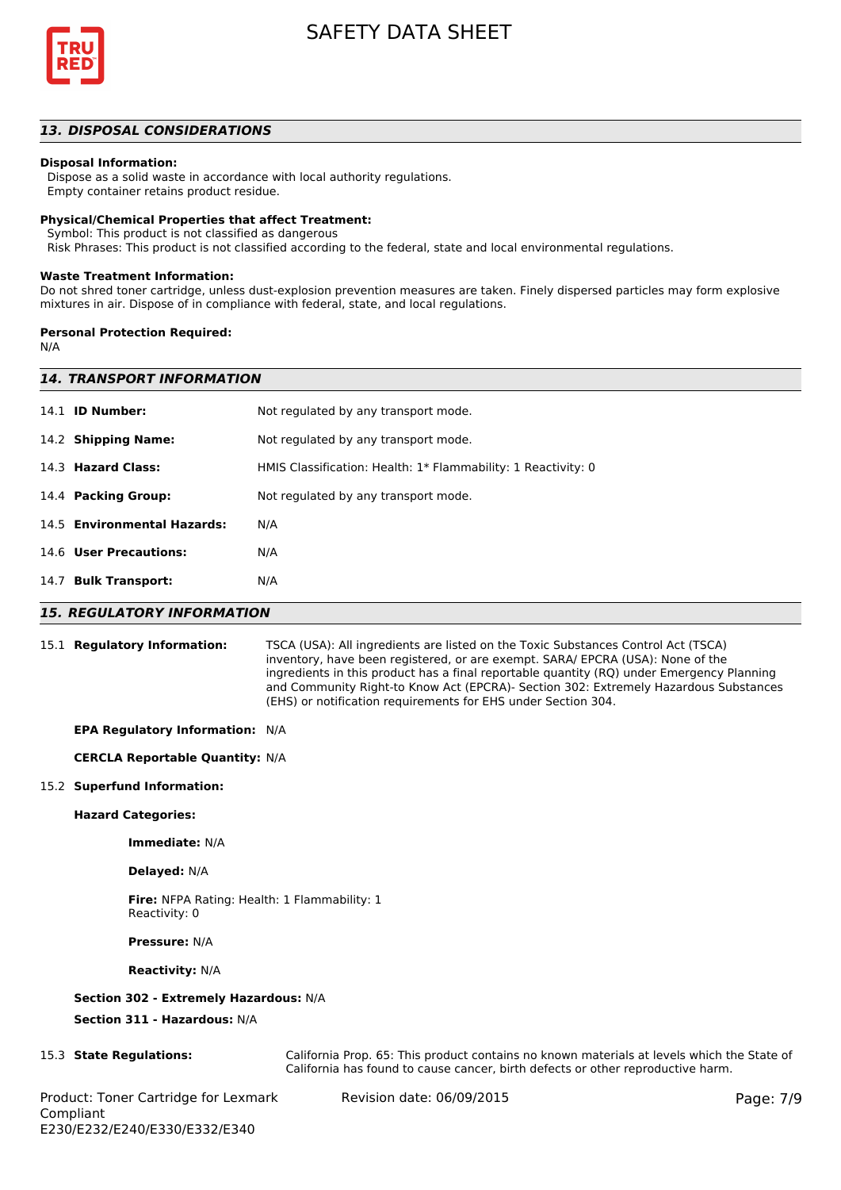## 13. DISPOSAL CONSIDERATIONS

**Disposal Information:**
Dispose as a solid waste in accordance with local authority regulations.
Empty container retains product residue.

**Physical/Chemical Properties that affect Treatment:**
Symbol: This product is not classified as dangerous
Risk Phrases: This product is not classified according to the federal, state and local environmental regulations.

**Waste Treatment Information:**
Do not shred toner cartridge, unless dust-explosion prevention measures are taken. Finely dispersed particles may form explosive mixtures in air. Dispose of in compliance with federal, state, and local regulations.

**Personal Protection Required:**
N/A

## 14. TRANSPORT INFORMATION

| | |
|---|---|
| 14.1 **ID Number:** | Not regulated by any transport mode. |
| 14.2 **Shipping Name:** | Not regulated by any transport mode. |
| 14.3 **Hazard Class:** | HMIS Classification: Health: 1* Flammability: 1 Reactivity: 0 |
| 14.4 **Packing Group:** | Not regulated by any transport mode. |
| 14.5 **Environmental Hazards:** | N/A |
| 14.6 **User Precautions:** | N/A |
| 14.7 **Bulk Transport:** | N/A |

## 15. REGULATORY INFORMATION

15.1 **Regulatory Information:** TSCA (USA): All ingredients are listed on the Toxic Substances Control Act (TSCA) inventory, have been registered, or are exempt. SARA/ EPCRA (USA): None of the ingredients in this product has a final reportable quantity (RQ) under Emergency Planning and Community Right-to Know Act (EPCRA)- Section 302: Extremely Hazardous Substances (EHS) or notification requirements for EHS under Section 304.

**EPA Regulatory Information:** N/A

**CERCLA Reportable Quantity:** N/A

15.2 **Superfund Information:**

**Hazard Categories:**

**Immediate:** N/A

**Delayed:** N/A

**Fire:** NFPA Rating: Health: 1 Flammability: 1 Reactivity: 0

**Pressure:** N/A

**Reactivity:** N/A

**Section 302 - Extremely Hazardous:** N/A

**Section 311 - Hazardous:** N/A

15.3 **State Regulations:** California Prop. 65: This product contains no known materials at levels which the State of California has found to cause cancer, birth defects or other reproductive harm.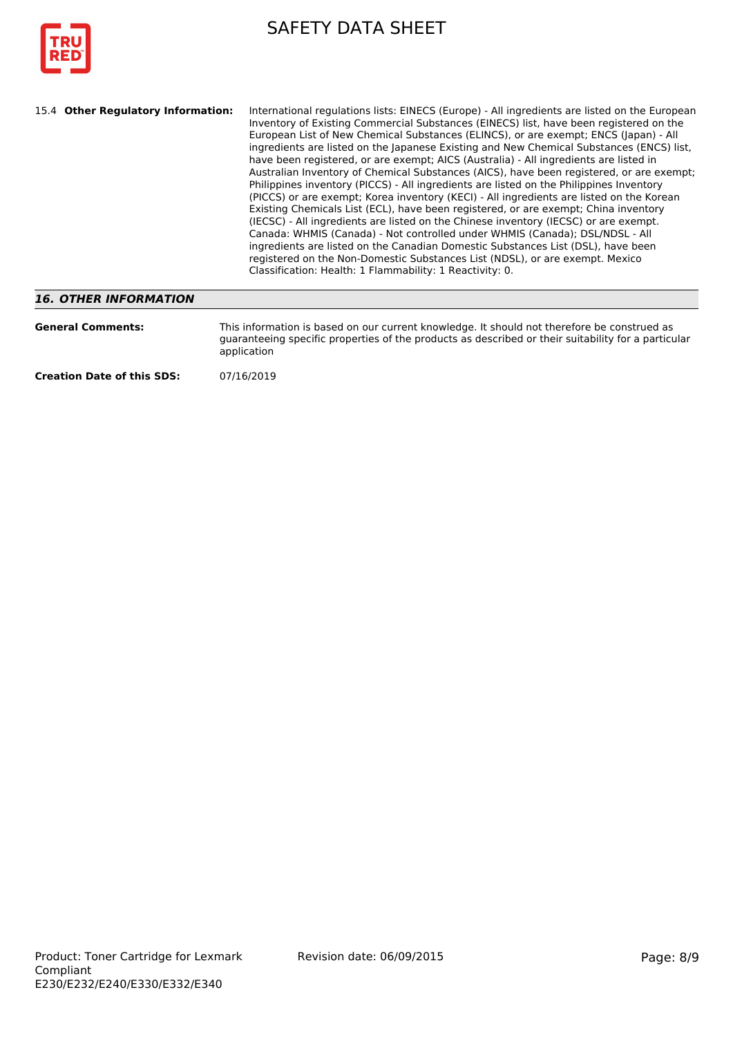15.4 **Other Regulatory Information:** International regulations lists: EINECS (Europe) - All ingredients are listed on the European Inventory of Existing Commercial Substances (EINECS) list, have been registered on the European List of New Chemical Substances (ELINCS), or are exempt; ENCS (Japan) - All ingredients are listed on the Japanese Existing and New Chemical Substances (ENCS) list, have been registered, or are exempt; AICS (Australia) - All ingredients are listed in Australian Inventory of Chemical Substances (AICS), have been registered, or are exempt; Philippines inventory (PICCS) - All ingredients are listed on the Philippines Inventory (PICCS) or are exempt; Korea inventory (KECI) - All ingredients are listed on the Korean Existing Chemicals List (ECL), have been registered, or are exempt; China inventory (IECSC) - All ingredients are listed on the Chinese inventory (IECSC) or are exempt. Canada: WHMIS (Canada) - Not controlled under WHMIS (Canada); DSL/NDSL - All ingredients are listed on the Canadian Domestic Substances List (DSL), have been registered on the Non-Domestic Substances List (NDSL), or are exempt. Mexico Classification: Health: 1 Flammability: 1 Reactivity: 0.

## *16. OTHER INFORMATION*

**General Comments:** This information is based on our current knowledge. It should not therefore be construed as guaranteeing specific properties of the products as described or their suitability for a particular application

**Creation Date of this SDS:** 07/16/2019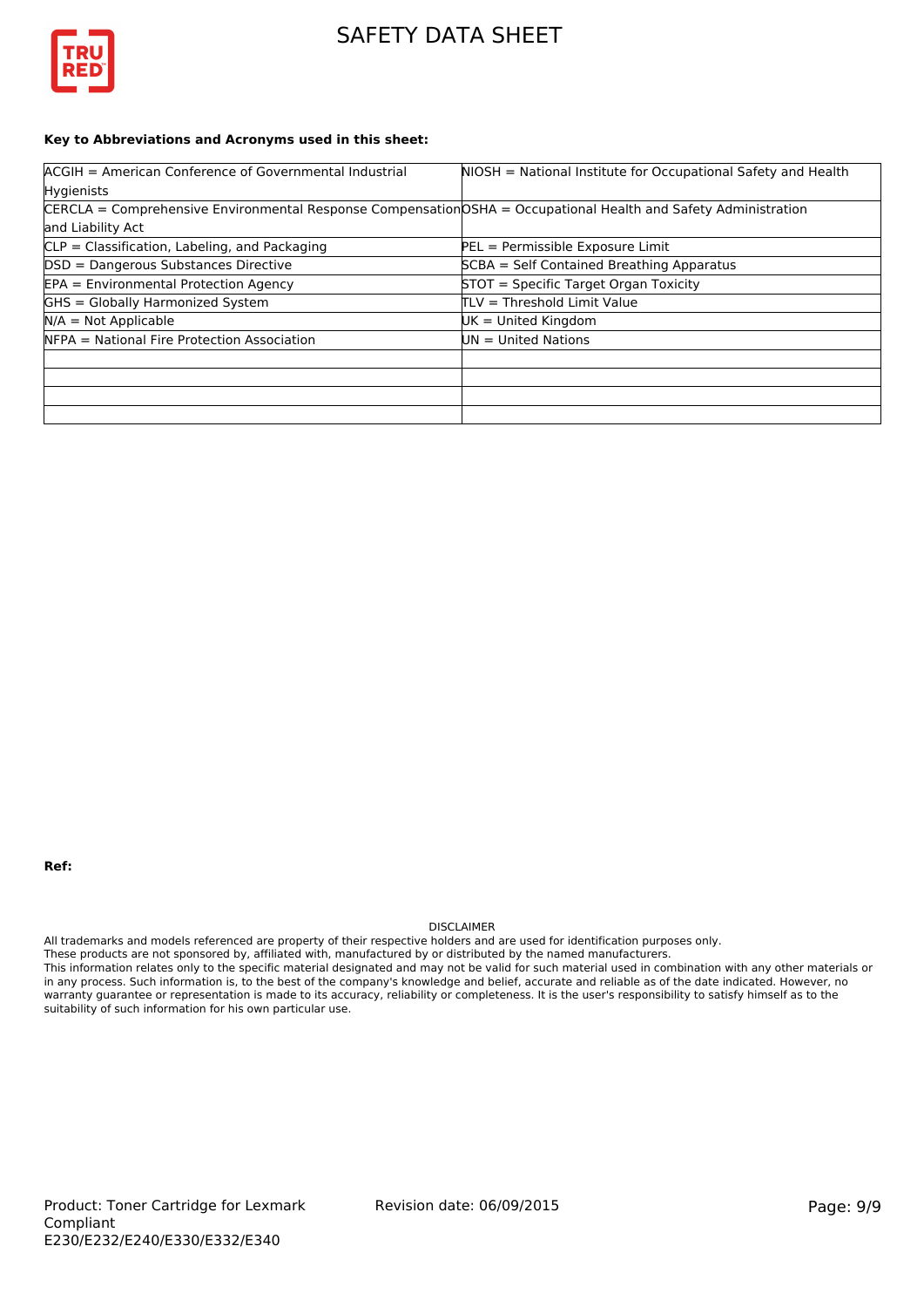**Key to Abbreviations and Acronyms used in this sheet:**

| | |
|---|---|
| ACGIH = American Conference of Governmental Industrial Hygienists | NIOSH = National Institute for Occupational Safety and Health |
| CERCLA = Comprehensive Environmental Response Compensation and Liability Act | OSHA = Occupational Health and Safety Administration |
| CLP = Classification, Labeling, and Packaging | PEL = Permissible Exposure Limit |
| DSD = Dangerous Substances Directive | SCBA = Self Contained Breathing Apparatus |
| EPA = Environmental Protection Agency | STOT = Specific Target Organ Toxicity |
| GHS = Globally Harmonized System | TLV = Threshold Limit Value |
| N/A = Not Applicable | UK = United Kingdom |
| NFPA = National Fire Protection Association | UN = United Nations |
| | |
| | |
| | |
| | |

**Ref:**

DISCLAIMER

All trademarks and models referenced are property of their respective holders and are used for identification purposes only.
These products are not sponsored by, affiliated with, manufactured by or distributed by the named manufacturers.
This information relates only to the specific material designated and may not be valid for such material used in combination with any other materials or in any process. Such information is, to the best of the company's knowledge and belief, accurate and reliable as of the date indicated. However, no warranty guarantee or representation is made to its accuracy, reliability or completeness. It is the user's responsibility to satisfy himself as to the suitability of such information for his own particular use.